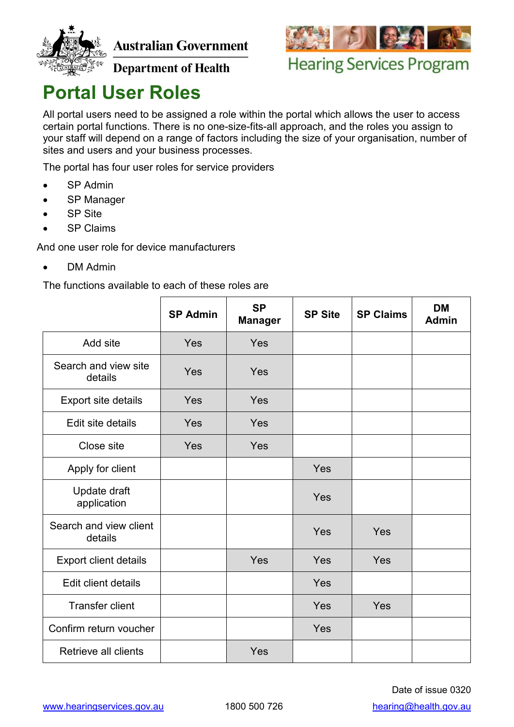Australian Government

Department of Health

Hearing Services Program

# Portal User Roles

All portal users need to be assigned a role within the portal which allows the user to access certain portal functions. There is no one-size-fits-all approach, and the roles you assign to your staff will depend on a range of factors including the size of your organisation, number of sites and users and your business processes.

The portal has four user roles for service providers

- SP Admin
- SP Manager
- SP Site
- SP Claims

And one user role for device manufacturers

- DM Admin

The functions available to each of these roles are

| | SP Admin | SP Manager | SP Site | SP Claims | DM Admin |
|---|---|---|---|---|---|
| Add site | Yes | Yes | | | |
| Search and view site details | Yes | Yes | | | |
| Export site details | Yes | Yes | | | |
| Edit site details | Yes | Yes | | | |
| Close site | Yes | Yes | | | |
| Apply for client | | | Yes | | |
| Update draft application | | | Yes | | |
| Search and view client details | | | Yes | Yes | |
| Export client details | | Yes | Yes | Yes | |
| Edit client details | | | Yes | | |
| Transfer client | | | Yes | Yes | |
| Confirm return voucher | | | Yes | | |
| Retrieve all clients | | Yes | | | |

Date of issue 0320

www.hearingservices.gov.au 1800 500 726 hearing@health.gov.au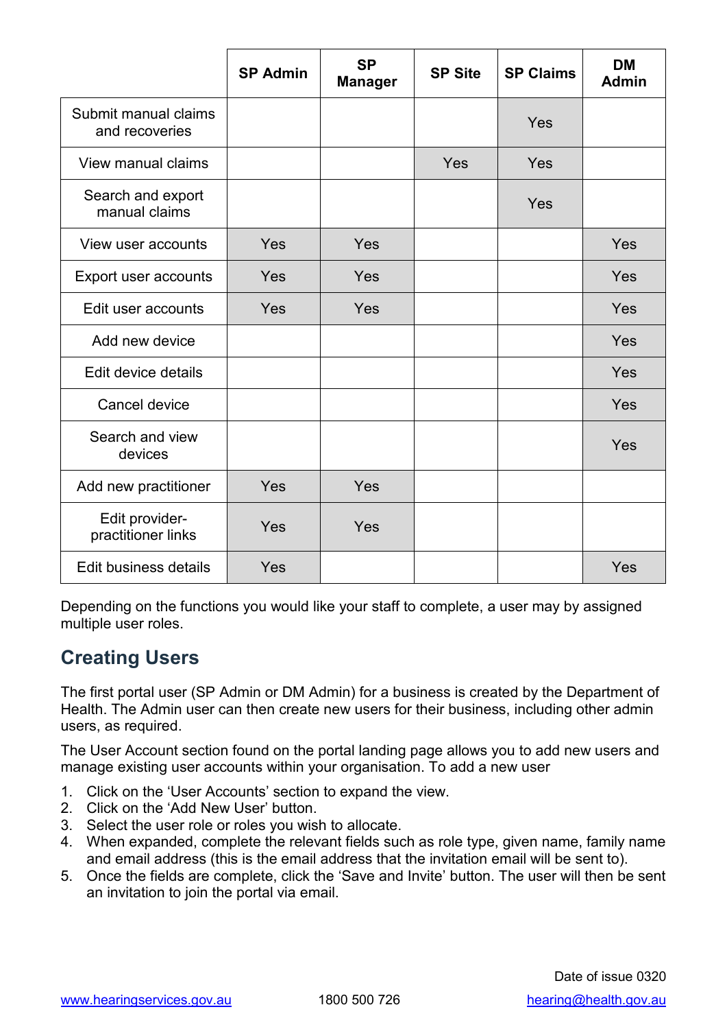| | SP Admin | SP Manager | SP Site | SP Claims | DM Admin |
|---|---|---|---|---|---|
| Submit manual claims and recoveries | | | | Yes | |
| View manual claims | | | Yes | Yes | |
| Search and export manual claims | | | | Yes | |
| View user accounts | Yes | Yes | | | Yes |
| Export user accounts | Yes | Yes | | | Yes |
| Edit user accounts | Yes | Yes | | | Yes |
| Add new device | | | | | Yes |
| Edit device details | | | | | Yes |
| Cancel device | | | | | Yes |
| Search and view devices | | | | | Yes |
| Add new practitioner | Yes | Yes | | | |
| Edit provider-practitioner links | Yes | Yes | | | |
| Edit business details | Yes | | | | Yes |

Depending on the functions you would like your staff to complete, a user may by assigned multiple user roles.

## Creating Users

The first portal user (SP Admin or DM Admin) for a business is created by the Department of Health. The Admin user can then create new users for their business, including other admin users, as required.

The User Account section found on the portal landing page allows you to add new users and manage existing user accounts within your organisation. To add a new user

1. Click on the 'User Accounts' section to expand the view.
2. Click on the 'Add New User' button.
3. Select the user role or roles you wish to allocate.
4. When expanded, complete the relevant fields such as role type, given name, family name and email address (this is the email address that the invitation email will be sent to).
5. Once the fields are complete, click the 'Save and Invite' button. The user will then be sent an invitation to join the portal via email.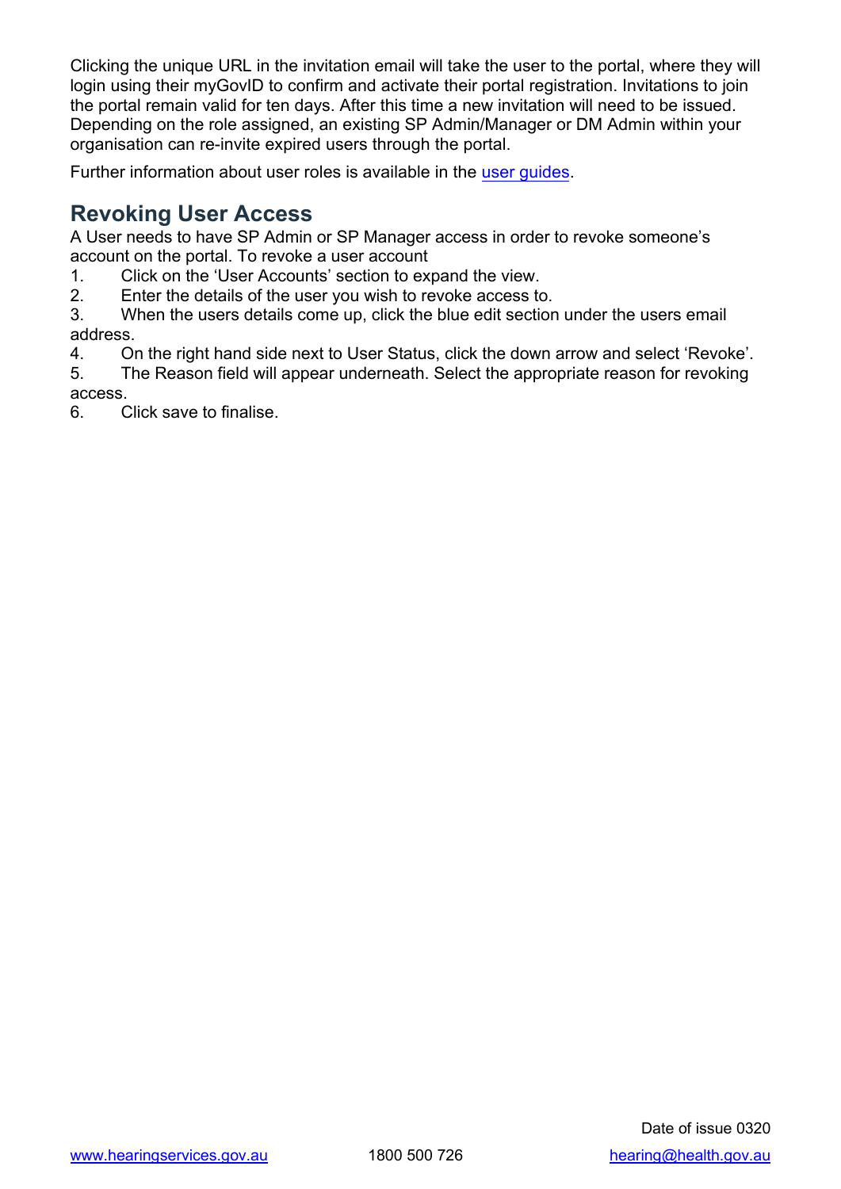Clicking the unique URL in the invitation email will take the user to the portal, where they will login using their myGovID to confirm and activate their portal registration. Invitations to join the portal remain valid for ten days. After this time a new invitation will need to be issued. Depending on the role assigned, an existing SP Admin/Manager or DM Admin within your organisation can re-invite expired users through the portal.

Further information about user roles is available in the user guides.

## Revoking User Access

A User needs to have SP Admin or SP Manager access in order to revoke someone's account on the portal. To revoke a user account

1. Click on the 'User Accounts' section to expand the view.
2. Enter the details of the user you wish to revoke access to.
3. When the users details come up, click the blue edit section under the users email address.
4. On the right hand side next to User Status, click the down arrow and select 'Revoke'.
5. The Reason field will appear underneath. Select the appropriate reason for revoking access.
6. Click save to finalise.

Date of issue 0320

www.hearingservices.gov.au 1800 500 726 hearing@health.gov.au